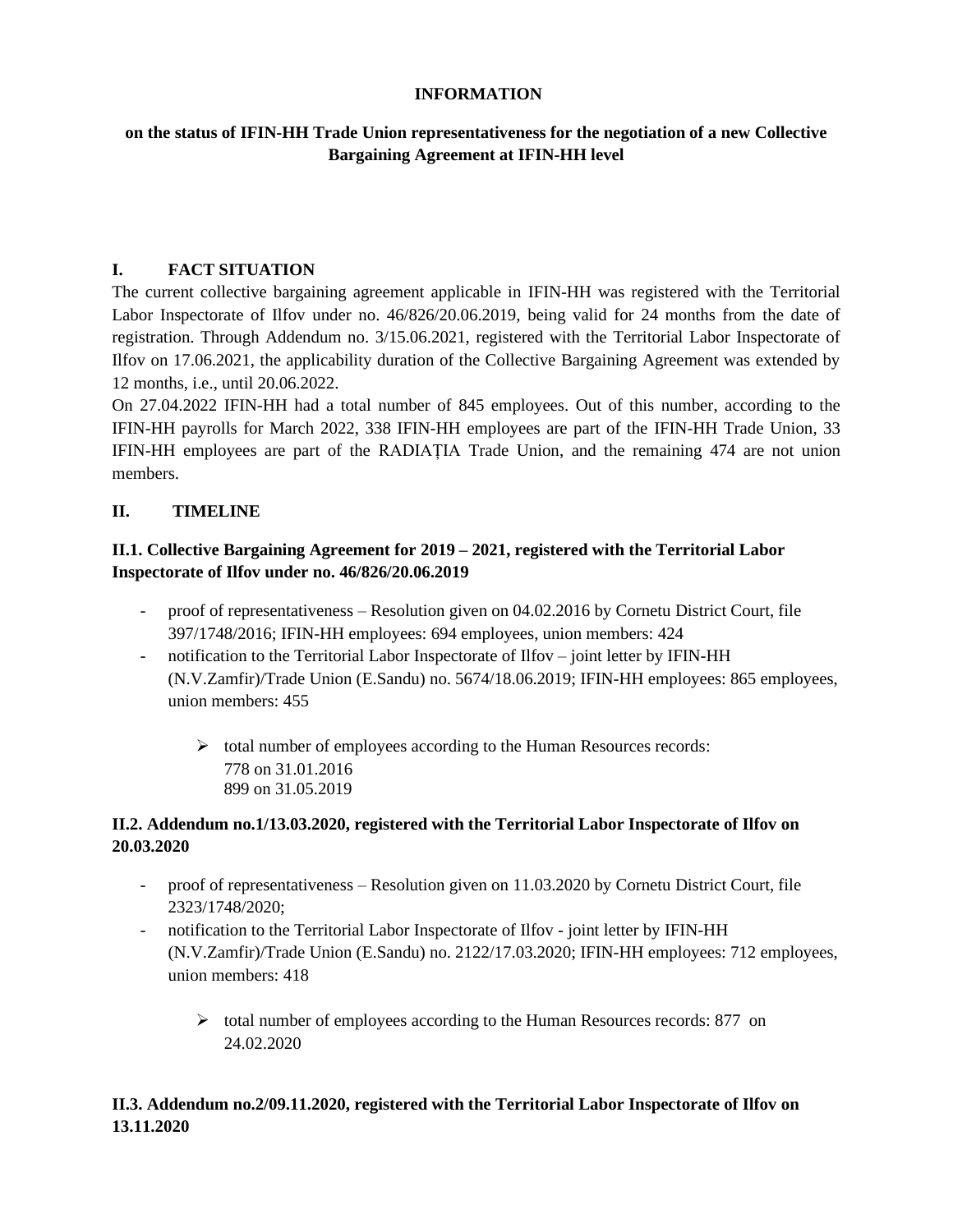**INFORMATION**

**on the status of IFIN-HH Trade Union representativeness for the negotiation of a new Collective Bargaining Agreement at IFIN-HH level**

## I. FACT SITUATION

The current collective bargaining agreement applicable in IFIN-HH was registered with the Territorial Labor Inspectorate of Ilfov under no. 46/826/20.06.2019, being valid for 24 months from the date of registration. Through Addendum no. 3/15.06.2021, registered with the Territorial Labor Inspectorate of Ilfov on 17.06.2021, the applicability duration of the Collective Bargaining Agreement was extended by 12 months, i.e., until 20.06.2022.

On 27.04.2022 IFIN-HH had a total number of 845 employees. Out of this number, according to the IFIN-HH payrolls for March 2022, 338 IFIN-HH employees are part of the IFIN-HH Trade Union, 33 IFIN-HH employees are part of the RADIAȚIA Trade Union, and the remaining 474 are not union members.

## II. TIMELINE

### II.1. Collective Bargaining Agreement for 2019 – 2021, registered with the Territorial Labor Inspectorate of Ilfov under no. 46/826/20.06.2019

- proof of representativeness – Resolution given on 04.02.2016 by Cornetu District Court, file 397/1748/2016; IFIN-HH employees: 694 employees, union members: 424
- notification to the Territorial Labor Inspectorate of Ilfov – joint letter by IFIN-HH (N.V.Zamfir)/Trade Union (E.Sandu) no. 5674/18.06.2019; IFIN-HH employees: 865 employees, union members: 455
  - total number of employees according to the Human Resources records:
    778 on 31.01.2016
    899 on 31.05.2019

### II.2. Addendum no.1/13.03.2020, registered with the Territorial Labor Inspectorate of Ilfov on 20.03.2020

- proof of representativeness – Resolution given on 11.03.2020 by Cornetu District Court, file 2323/1748/2020;
- notification to the Territorial Labor Inspectorate of Ilfov - joint letter by IFIN-HH (N.V.Zamfir)/Trade Union (E.Sandu) no. 2122/17.03.2020; IFIN-HH employees: 712 employees, union members: 418
  - total number of employees according to the Human Resources records: 877 on 24.02.2020

### II.3. Addendum no.2/09.11.2020, registered with the Territorial Labor Inspectorate of Ilfov on 13.11.2020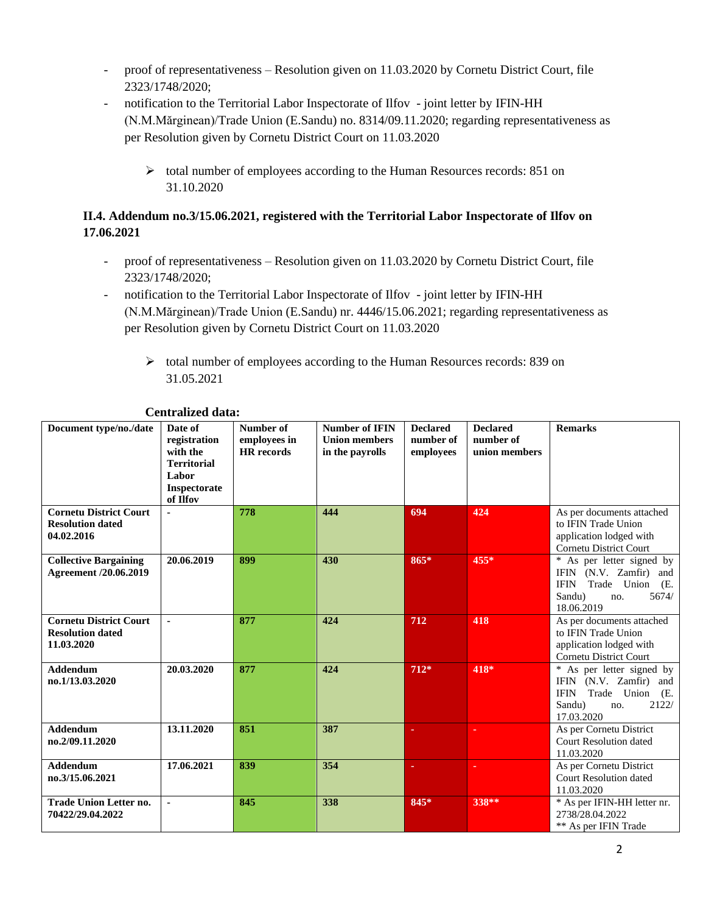- proof of representativeness – Resolution given on 11.03.2020 by Cornetu District Court, file 2323/1748/2020;
- notification to the Territorial Labor Inspectorate of Ilfov - joint letter by IFIN-HH (N.M.Mărginean)/Trade Union (E.Sandu) no. 8314/09.11.2020; regarding representativeness as per Resolution given by Cornetu District Court on 11.03.2020

    - total number of employees according to the Human Resources records: 851 on 31.10.2020

**II.4. Addendum no.3/15.06.2021, registered with the Territorial Labor Inspectorate of Ilfov on 17.06.2021**

- proof of representativeness – Resolution given on 11.03.2020 by Cornetu District Court, file 2323/1748/2020;
- notification to the Territorial Labor Inspectorate of Ilfov - joint letter by IFIN-HH (N.M.Mărginean)/Trade Union (E.Sandu) nr. 4446/15.06.2021; regarding representativeness as per Resolution given by Cornetu District Court on 11.03.2020

    - total number of employees according to the Human Resources records: 839 on 31.05.2021

**Centralized data:**

| Document type/no./date | Date of registration with the Territorial Labor Inspectorate of Ilfov | Number of employees in HR records | Number of IFIN Union members in the payrolls | Declared number of employees | Declared number of union members | Remarks |
|---|---|---|---|---|---|---|
| **Cornetu District Court Resolution dated 04.02.2016** | - | **778** | **444** | **694** | **424** | As per documents attached to IFIN Trade Union application lodged with Cornetu District Court |
| **Collective Bargaining Agreement /20.06.2019** | **20.06.2019** | **899** | **430** | **865*** | **455*** | * As per letter signed by IFIN (N.V. Zamfir) and IFIN Trade Union (E. Sandu) no. 5674/ 18.06.2019 |
| **Cornetu District Court Resolution dated 11.03.2020** | - | **877** | **424** | **712** | **418** | As per documents attached to IFIN Trade Union application lodged with Cornetu District Court |
| **Addendum no.1/13.03.2020** | **20.03.2020** | **877** | **424** | **712*** | **418*** | * As per letter signed by IFIN (N.V. Zamfir) and IFIN Trade Union (E. Sandu) no. 2122/ 17.03.2020 |
| **Addendum no.2/09.11.2020** | **13.11.2020** | **851** | **387** | - | - | As per Cornetu District Court Resolution dated 11.03.2020 |
| **Addendum no.3/15.06.2021** | **17.06.2021** | **839** | **354** | - | - | As per Cornetu District Court Resolution dated 11.03.2020 |
| **Trade Union Letter no. 70422/29.04.2022** | - | **845** | **338** | **845*** | **338**** | * As per IFIN-HH letter nr. 2738/28.04.2022<br>** As per IFIN Trade |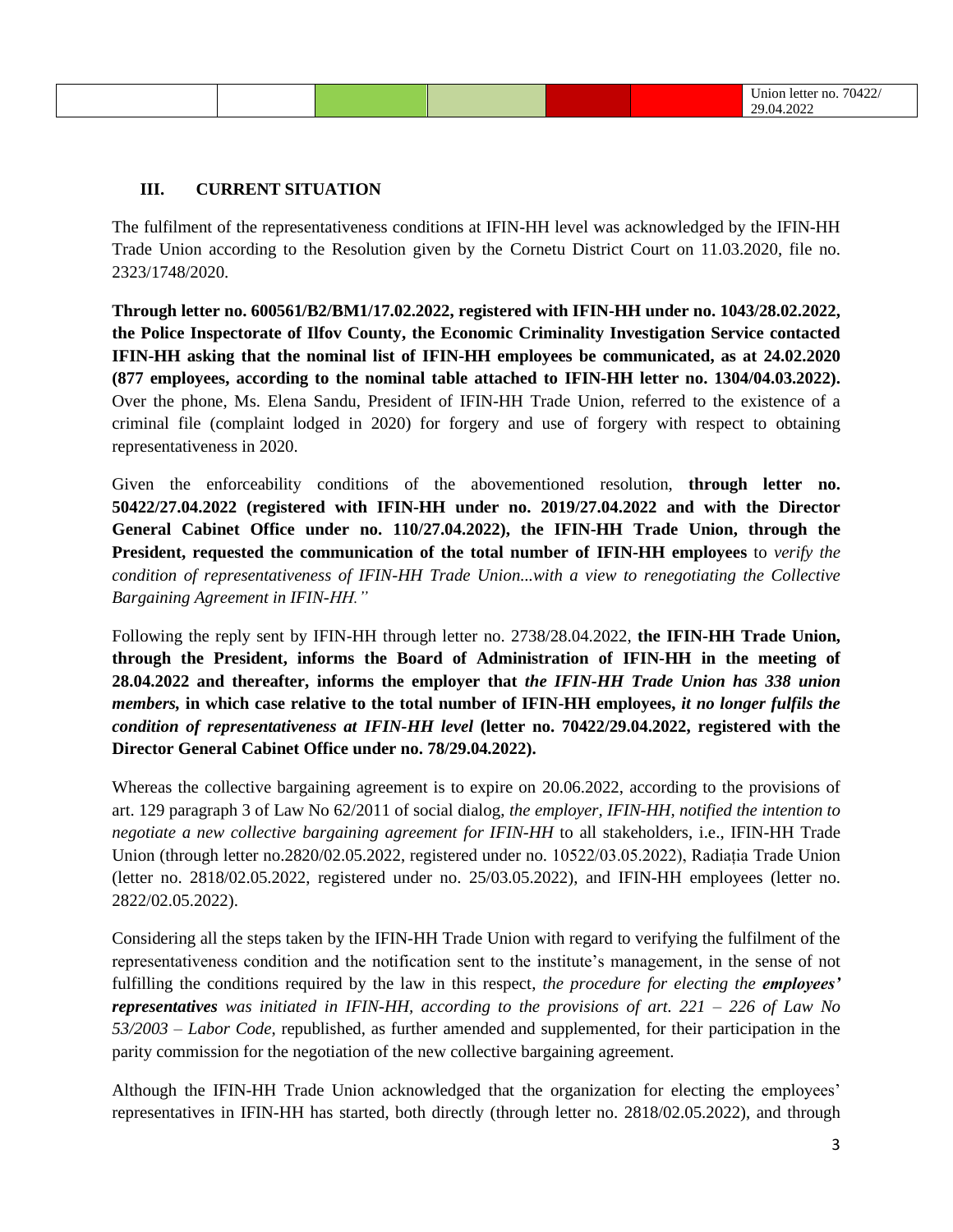| | | | | | | Union letter no. 70422/ 29.04.2022 |
|---|---|---|---|---|---|---|

### III. CURRENT SITUATION

The fulfilment of the representativeness conditions at IFIN-HH level was acknowledged by the IFIN-HH Trade Union according to the Resolution given by the Cornetu District Court on 11.03.2020, file no. 2323/1748/2020.

**Through letter no. 600561/B2/BM1/17.02.2022, registered with IFIN-HH under no. 1043/28.02.2022, the Police Inspectorate of Ilfov County, the Economic Criminality Investigation Service contacted IFIN-HH asking that the nominal list of IFIN-HH employees be communicated, as at 24.02.2020 (877 employees, according to the nominal table attached to IFIN-HH letter no. 1304/04.03.2022).** Over the phone, Ms. Elena Sandu, President of IFIN-HH Trade Union, referred to the existence of a criminal file (complaint lodged in 2020) for forgery and use of forgery with respect to obtaining representativeness in 2020.

Given the enforceability conditions of the abovementioned resolution, **through letter no. 50422/27.04.2022 (registered with IFIN-HH under no. 2019/27.04.2022 and with the Director General Cabinet Office under no. 110/27.04.2022), the IFIN-HH Trade Union, through the President, requested the communication of the total number of IFIN-HH employees** to *verify the condition of representativeness of IFIN-HH Trade Union...with a view to renegotiating the Collective Bargaining Agreement in IFIN-HH."*

Following the reply sent by IFIN-HH through letter no. 2738/28.04.2022, **the IFIN-HH Trade Union, through the President, informs the Board of Administration of IFIN-HH in the meeting of 28.04.2022 and thereafter, informs the employer that** ***the IFIN-HH Trade Union has 338 union members,*** **in which case relative to the total number of IFIN-HH employees,** ***it no longer fulfils the condition of representativeness at IFIN-HH level*** **(letter no. 70422/29.04.2022, registered with the Director General Cabinet Office under no. 78/29.04.2022).**

Whereas the collective bargaining agreement is to expire on 20.06.2022, according to the provisions of art. 129 paragraph 3 of Law No 62/2011 of social dialog, *the employer, IFIN-HH, notified the intention to negotiate a new collective bargaining agreement for IFIN-HH* to all stakeholders, i.e., IFIN-HH Trade Union (through letter no.2820/02.05.2022, registered under no. 10522/03.05.2022), Radiația Trade Union (letter no. 2818/02.05.2022, registered under no. 25/03.05.2022), and IFIN-HH employees (letter no. 2822/02.05.2022).

Considering all the steps taken by the IFIN-HH Trade Union with regard to verifying the fulfilment of the representativeness condition and the notification sent to the institute's management, in the sense of not fulfilling the conditions required by the law in this respect, *the procedure for electing the* ***employees' representatives*** *was initiated in IFIN-HH, according to the provisions of art. 221 – 226 of Law No 53/2003 – Labor Code*, republished, as further amended and supplemented, for their participation in the parity commission for the negotiation of the new collective bargaining agreement.

Although the IFIN-HH Trade Union acknowledged that the organization for electing the employees' representatives in IFIN-HH has started, both directly (through letter no. 2818/02.05.2022), and through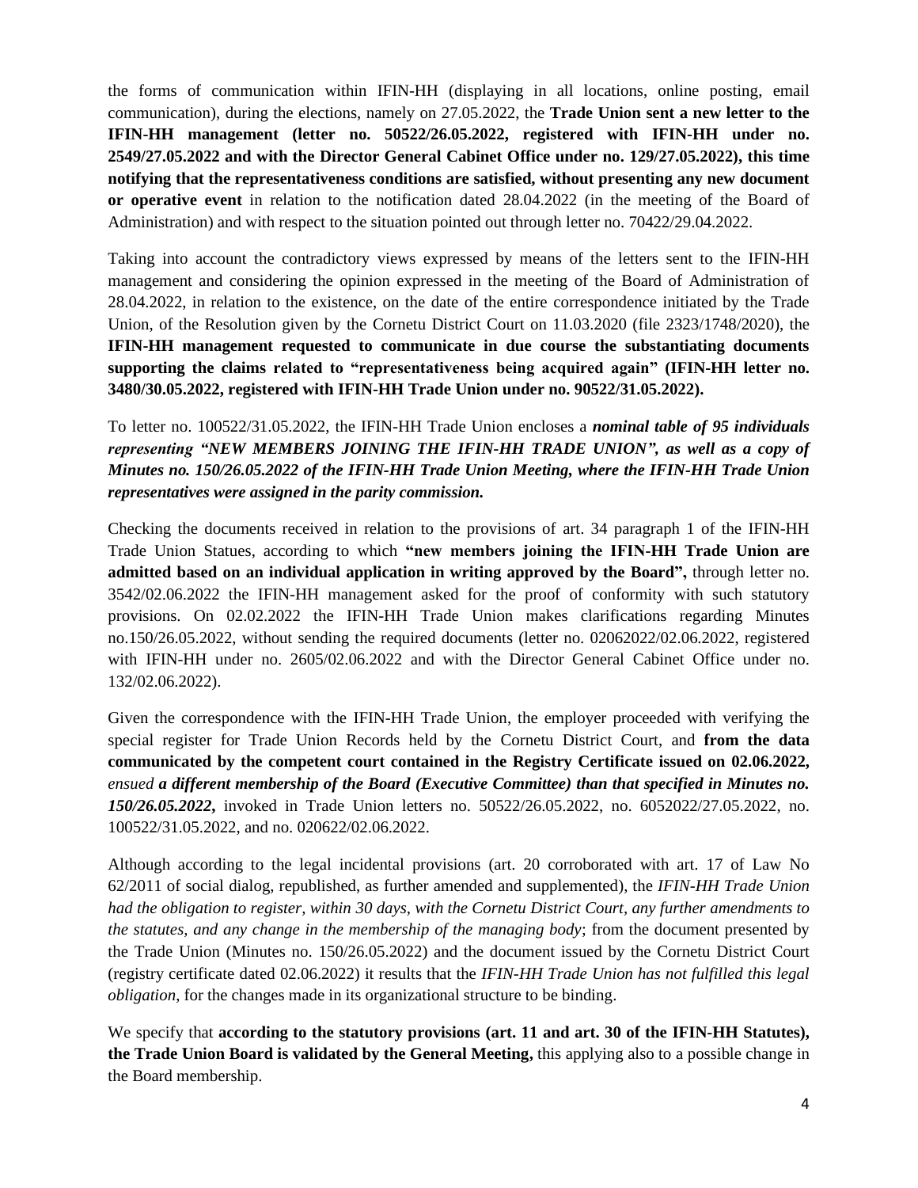the forms of communication within IFIN-HH (displaying in all locations, online posting, email communication), during the elections, namely on 27.05.2022, the **Trade Union sent a new letter to the IFIN-HH management (letter no. 50522/26.05.2022, registered with IFIN-HH under no. 2549/27.05.2022 and with the Director General Cabinet Office under no. 129/27.05.2022), this time notifying that the representativeness conditions are satisfied, without presenting any new document or operative event** in relation to the notification dated 28.04.2022 (in the meeting of the Board of Administration) and with respect to the situation pointed out through letter no. 70422/29.04.2022.

Taking into account the contradictory views expressed by means of the letters sent to the IFIN-HH management and considering the opinion expressed in the meeting of the Board of Administration of 28.04.2022, in relation to the existence, on the date of the entire correspondence initiated by the Trade Union, of the Resolution given by the Cornetu District Court on 11.03.2020 (file 2323/1748/2020), the **IFIN-HH management requested to communicate in due course the substantiating documents supporting the claims related to "representativeness being acquired again" (IFIN-HH letter no. 3480/30.05.2022, registered with IFIN-HH Trade Union under no. 90522/31.05.2022).**

To letter no. 100522/31.05.2022, the IFIN-HH Trade Union encloses a ***nominal table of 95 individuals representing "NEW MEMBERS JOINING THE IFIN-HH TRADE UNION", as well as a copy of Minutes no. 150/26.05.2022 of the IFIN-HH Trade Union Meeting, where the IFIN-HH Trade Union representatives were assigned in the parity commission.***

Checking the documents received in relation to the provisions of art. 34 paragraph 1 of the IFIN-HH Trade Union Statues, according to which **"new members joining the IFIN-HH Trade Union are admitted based on an individual application in writing approved by the Board",** through letter no. 3542/02.06.2022 the IFIN-HH management asked for the proof of conformity with such statutory provisions. On 02.02.2022 the IFIN-HH Trade Union makes clarifications regarding Minutes no.150/26.05.2022, without sending the required documents (letter no. 02062022/02.06.2022, registered with IFIN-HH under no. 2605/02.06.2022 and with the Director General Cabinet Office under no. 132/02.06.2022).

Given the correspondence with the IFIN-HH Trade Union, the employer proceeded with verifying the special register for Trade Union Records held by the Cornetu District Court, and **from the data communicated by the competent court contained in the Registry Certificate issued on 02.06.2022,** *ensued* ***a different membership of the Board (Executive Committee) than that specified in Minutes no. 150/26.05.2022,*** invoked in Trade Union letters no. 50522/26.05.2022, no. 6052022/27.05.2022, no. 100522/31.05.2022, and no. 020622/02.06.2022.

Although according to the legal incidental provisions (art. 20 corroborated with art. 17 of Law No 62/2011 of social dialog, republished, as further amended and supplemented), the *IFIN-HH Trade Union had the obligation to register, within 30 days, with the Cornetu District Court, any further amendments to the statutes, and any change in the membership of the managing body*; from the document presented by the Trade Union (Minutes no. 150/26.05.2022) and the document issued by the Cornetu District Court (registry certificate dated 02.06.2022) it results that the *IFIN-HH Trade Union has not fulfilled this legal obligation*, for the changes made in its organizational structure to be binding.

We specify that **according to the statutory provisions (art. 11 and art. 30 of the IFIN-HH Statutes), the Trade Union Board is validated by the General Meeting,** this applying also to a possible change in the Board membership.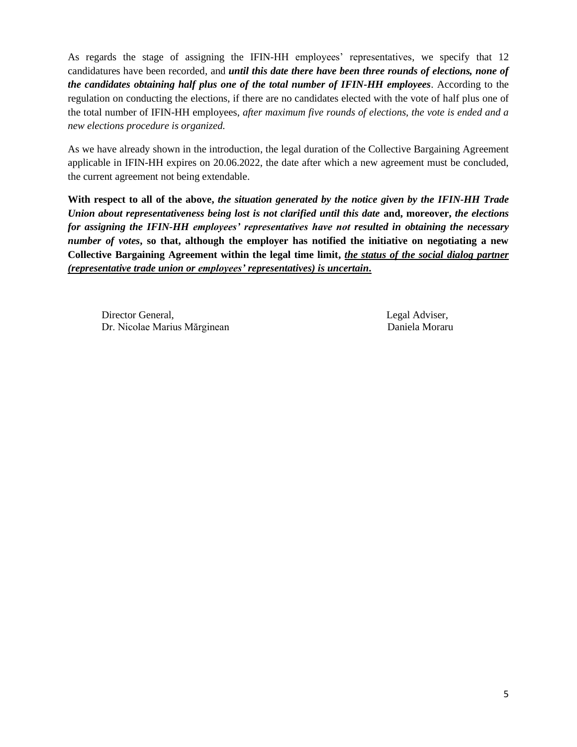As regards the stage of assigning the IFIN-HH employees' representatives, we specify that 12 candidatures have been recorded, and ***until this date there have been three rounds of elections, none of the candidates obtaining half plus one of the total number of IFIN-HH employees***. According to the regulation on conducting the elections, if there are no candidates elected with the vote of half plus one of the total number of IFIN-HH employees, *after maximum five rounds of elections, the vote is ended and a new elections procedure is organized.*

As we have already shown in the introduction, the legal duration of the Collective Bargaining Agreement applicable in IFIN-HH expires on 20.06.2022, the date after which a new agreement must be concluded, the current agreement not being extendable.

**With respect to all of the above, *the situation generated by the notice given by the IFIN-HH Trade Union about representativeness being lost is not clarified until this date* and, moreover, *the elections for assigning the IFIN-HH employees' representatives have not resulted in obtaining the necessary number of votes*, so that, although the employer has notified the initiative on negotiating a new Collective Bargaining Agreement within the legal time limit, *<u>the status of the social dialog partner (representative trade union or employees' representatives) is uncertain</u>*.**

| | |
|---|---|
| Director General, | Legal Adviser, |
| Dr. Nicolae Marius Mărginean | Daniela Moraru |